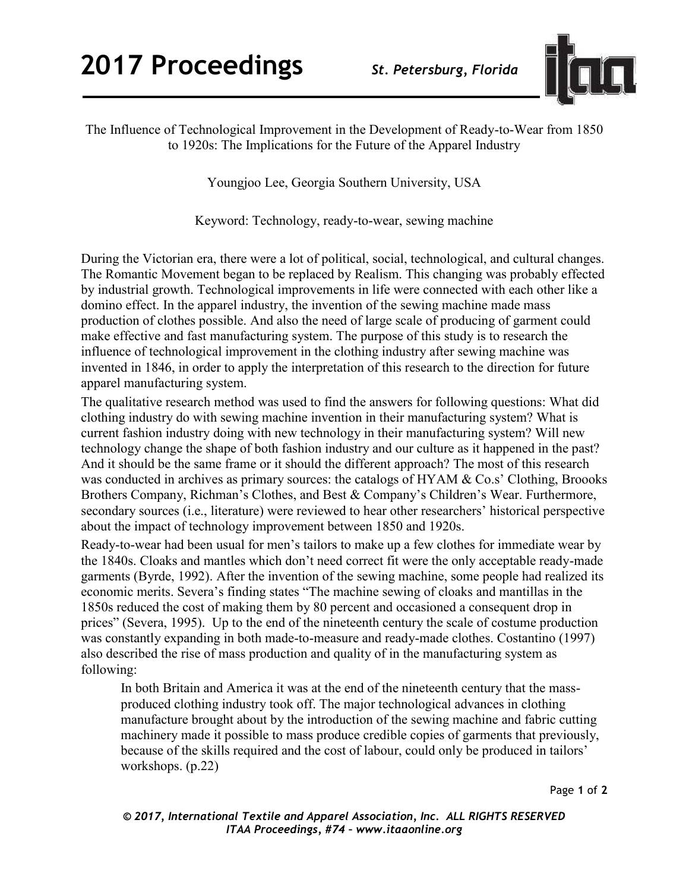# The Influence of Technological Improvement in the Development of Ready-to-Wear from 1850 to 1920s: The Implications for the Future of the Apparel Industry

Youngjoo Lee, Georgia Southern University, USA

Keyword: Technology, ready-to-wear, sewing machine

During the Victorian era, there were a lot of political, social, technological, and cultural changes. The Romantic Movement began to be replaced by Realism. This changing was probably effected by industrial growth. Technological improvements in life were connected with each other like a domino effect. In the apparel industry, the invention of the sewing machine made mass production of clothes possible. And also the need of large scale of producing of garment could make effective and fast manufacturing system. The purpose of this study is to research the influence of technological improvement in the clothing industry after sewing machine was invented in 1846, in order to apply the interpretation of this research to the direction for future apparel manufacturing system.

The qualitative research method was used to find the answers for following questions: What did clothing industry do with sewing machine invention in their manufacturing system? What is current fashion industry doing with new technology in their manufacturing system? Will new technology change the shape of both fashion industry and our culture as it happened in the past? And it should be the same frame or it should the different approach? The most of this research was conducted in archives as primary sources: the catalogs of HYAM & Co.s' Clothing, Broooks Brothers Company, Richman's Clothes, and Best & Company's Children's Wear. Furthermore, secondary sources (i.e., literature) were reviewed to hear other researchers' historical perspective about the impact of technology improvement between 1850 and 1920s.

Ready-to-wear had been usual for men's tailors to make up a few clothes for immediate wear by the 1840s. Cloaks and mantles which don't need correct fit were the only acceptable ready-made garments (Byrde, 1992). After the invention of the sewing machine, some people had realized its economic merits. Severa's finding states "The machine sewing of cloaks and mantillas in the 1850s reduced the cost of making them by 80 percent and occasioned a consequent drop in prices" (Severa, 1995). Up to the end of the nineteenth century the scale of costume production was constantly expanding in both made-to-measure and ready-made clothes. Costantino (1997) also described the rise of mass production and quality of in the manufacturing system as following:

> In both Britain and America it was at the end of the nineteenth century that the mass-produced clothing industry took off. The major technological advances in clothing manufacture brought about by the introduction of the sewing machine and fabric cutting machinery made it possible to mass produce credible copies of garments that previously, because of the skills required and the cost of labour, could only be produced in tailors' workshops. (p.22)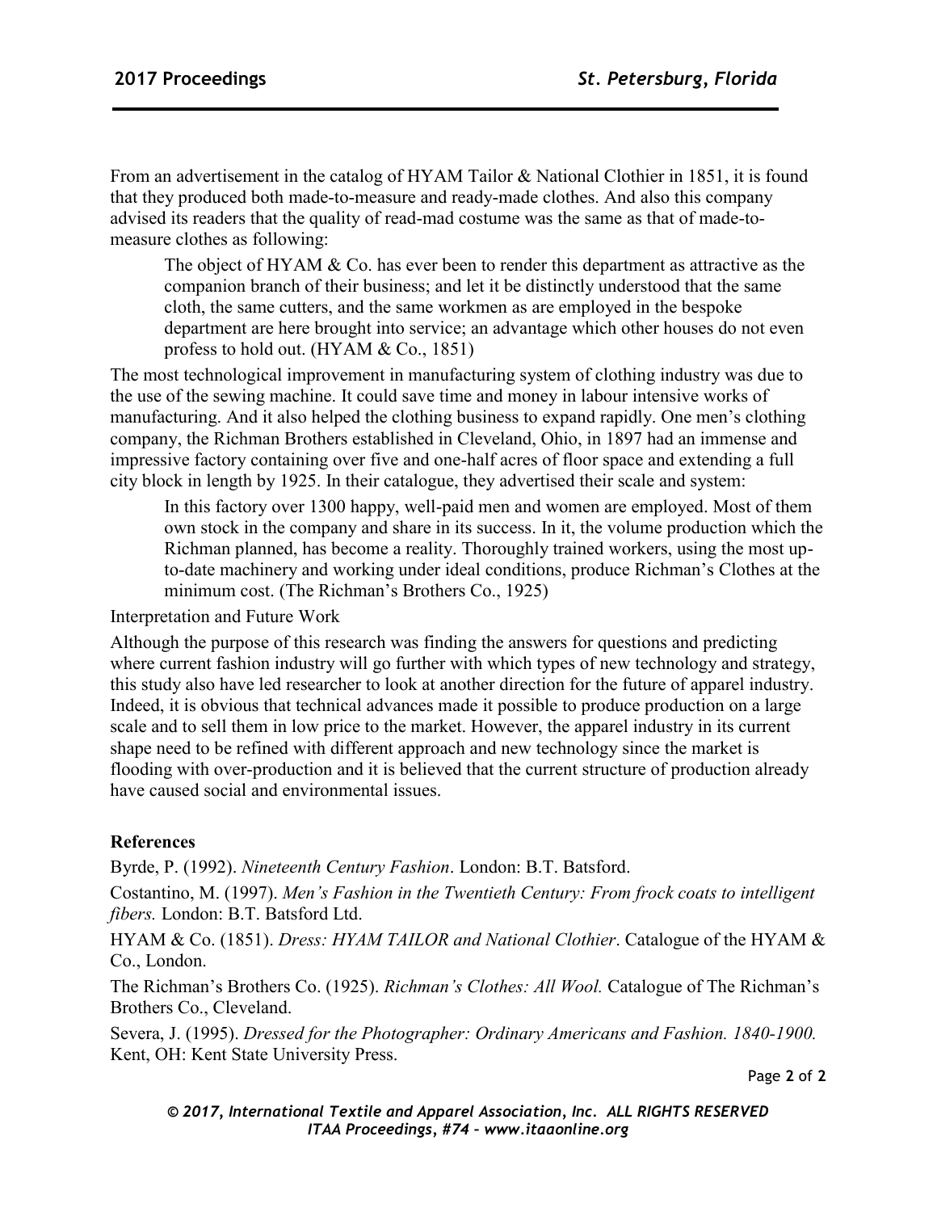From an advertisement in the catalog of HYAM Tailor & National Clothier in 1851, it is found that they produced both made-to-measure and ready-made clothes. And also this company advised its readers that the quality of read-mad costume was the same as that of made-to-measure clothes as following:

> The object of HYAM & Co. has ever been to render this department as attractive as the companion branch of their business; and let it be distinctly understood that the same cloth, the same cutters, and the same workmen as are employed in the bespoke department are here brought into service; an advantage which other houses do not even profess to hold out. (HYAM & Co., 1851)

The most technological improvement in manufacturing system of clothing industry was due to the use of the sewing machine. It could save time and money in labour intensive works of manufacturing. And it also helped the clothing business to expand rapidly. One men's clothing company, the Richman Brothers established in Cleveland, Ohio, in 1897 had an immense and impressive factory containing over five and one-half acres of floor space and extending a full city block in length by 1925. In their catalogue, they advertised their scale and system:

> In this factory over 1300 happy, well-paid men and women are employed. Most of them own stock in the company and share in its success. In it, the volume production which the Richman planned, has become a reality. Thoroughly trained workers, using the most up-to-date machinery and working under ideal conditions, produce Richman's Clothes at the minimum cost. (The Richman's Brothers Co., 1925)

Interpretation and Future Work

Although the purpose of this research was finding the answers for questions and predicting where current fashion industry will go further with which types of new technology and strategy, this study also have led researcher to look at another direction for the future of apparel industry. Indeed, it is obvious that technical advances made it possible to produce production on a large scale and to sell them in low price to the market. However, the apparel industry in its current shape need to be refined with different approach and new technology since the market is flooding with over-production and it is believed that the current structure of production already have caused social and environmental issues.

**References**

Byrde, P. (1992). *Nineteenth Century Fashion*. London: B.T. Batsford.

Costantino, M. (1997). *Men's Fashion in the Twentieth Century: From frock coats to intelligent fibers.* London: B.T. Batsford Ltd.

HYAM & Co. (1851). *Dress: HYAM TAILOR and National Clothier*. Catalogue of the HYAM & Co., London.

The Richman's Brothers Co. (1925). *Richman's Clothes: All Wool.* Catalogue of The Richman's Brothers Co., Cleveland.

Severa, J. (1995). *Dressed for the Photographer: Ordinary Americans and Fashion. 1840-1900.* Kent, OH: Kent State University Press.